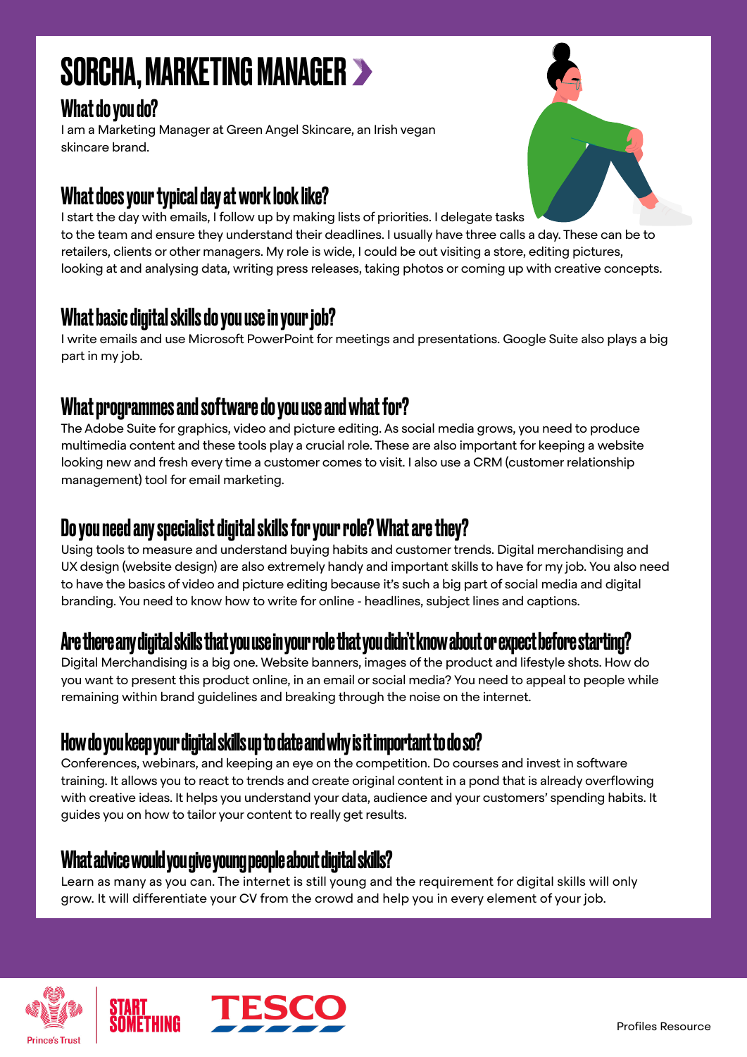# SORCHA, MARKETING MANAGER

## What do you do?

I am a Marketing Manager at Green Angel Skincare, an Irish vegan skincare brand.

## What does your typical day at work look like?

I start the day with emails, I follow up by making lists of priorities. I delegate tasks to the team and ensure they understand their deadlines. I usually have three calls a day. These can be to retailers, clients or other managers. My role is wide, I could be out visiting a store, editing pictures, looking at and analysing data, writing press releases, taking photos or coming up with creative concepts.

## What basic digital skills do you use in your job?

I write emails and use Microsoft PowerPoint for meetings and presentations. Google Suite also plays a big part in my job.

## What programmes and software do you use and what for?

The Adobe Suite for graphics, video and picture editing. As social media grows, you need to produce multimedia content and these tools play a crucial role. These are also important for keeping a website looking new and fresh every time a customer comes to visit. I also use a CRM (customer relationship management) tool for email marketing.

## Do you need any specialist digital skills for your role? What are they?

Using tools to measure and understand buying habits and customer trends. Digital merchandising and UX design (website design) are also extremely handy and important skills to have for my job. You also need to have the basics of video and picture editing because it's such a big part of social media and digital branding. You need to know how to write for online - headlines, subject lines and captions.

## Are there any digital skills that you use in your role that you didn't know about or expect before starting?

Digital Merchandising is a big one. Website banners, images of the product and lifestyle shots. How do you want to present this product online, in an email or social media? You need to appeal to people while remaining within brand guidelines and breaking through the noise on the internet.

## How do you keep your digital skills up to date and why is it important to do so?

Conferences, webinars, and keeping an eye on the competition. Do courses and invest in software training. It allows you to react to trends and create original content in a pond that is already overflowing with creative ideas. It helps you understand your data, audience and your customers' spending habits. It guides you on how to tailor your content to really get results.

## What advice would you give young people about digital skills?

Learn as many as you can. The internet is still young and the requirement for digital skills will only grow. It will differentiate your CV from the crowd and help you in every element of your job.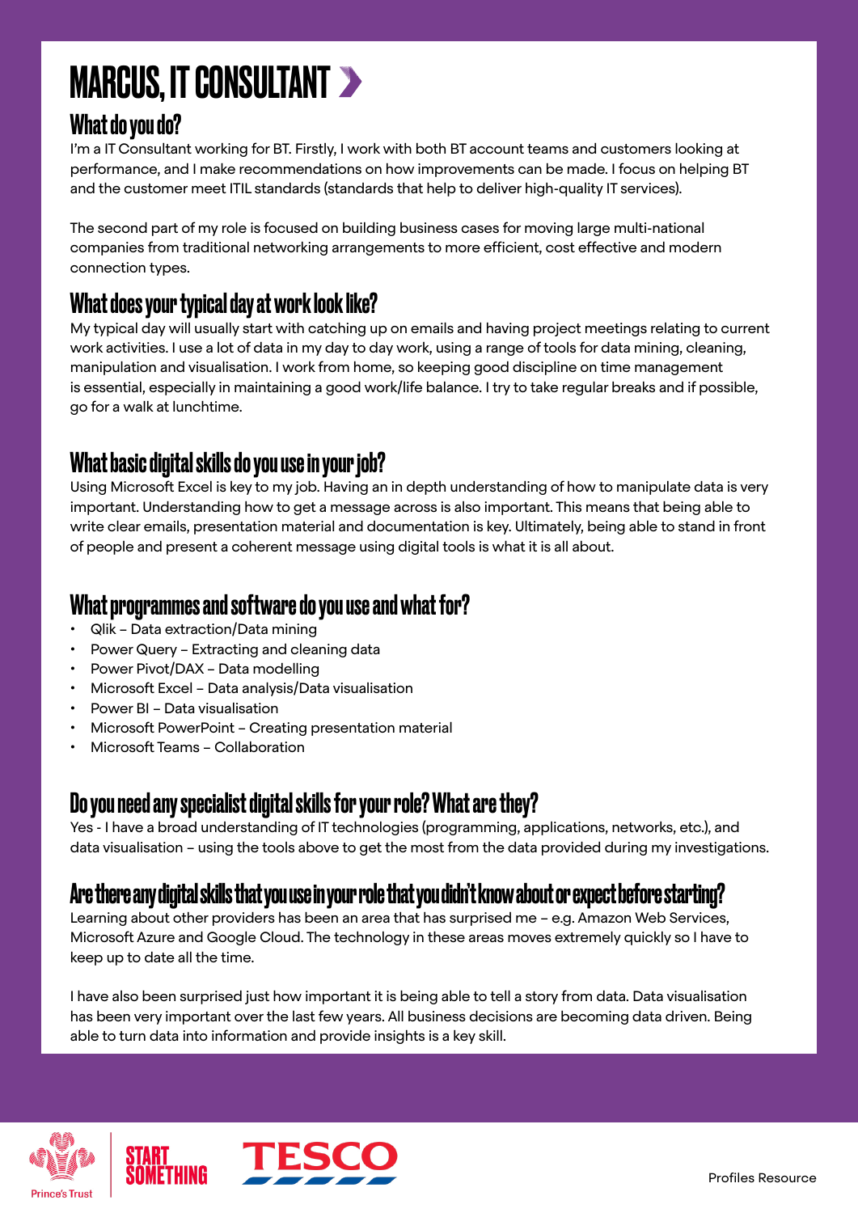# MARCUS, IT CONSULTANT

## What do you do?

I'm a IT Consultant working for BT. Firstly, I work with both BT account teams and customers looking at performance, and I make recommendations on how improvements can be made. I focus on helping BT and the customer meet ITIL standards (standards that help to deliver high-quality IT services).

The second part of my role is focused on building business cases for moving large multi-national companies from traditional networking arrangements to more efficient, cost effective and modern connection types.

## What does your typical day at work look like?

My typical day will usually start with catching up on emails and having project meetings relating to current work activities. I use a lot of data in my day to day work, using a range of tools for data mining, cleaning, manipulation and visualisation. I work from home, so keeping good discipline on time management is essential, especially in maintaining a good work/life balance. I try to take regular breaks and if possible, go for a walk at lunchtime.

## What basic digital skills do you use in your job?

Using Microsoft Excel is key to my job. Having an in depth understanding of how to manipulate data is very important. Understanding how to get a message across is also important. This means that being able to write clear emails, presentation material and documentation is key. Ultimately, being able to stand in front of people and present a coherent message using digital tools is what it is all about.

## What programmes and software do you use and what for?

- Qlik – Data extraction/Data mining
- Power Query – Extracting and cleaning data
- Power Pivot/DAX – Data modelling
- Microsoft Excel – Data analysis/Data visualisation
- Power BI – Data visualisation
- Microsoft PowerPoint – Creating presentation material
- Microsoft Teams – Collaboration

## Do you need any specialist digital skills for your role? What are they?

Yes - I have a broad understanding of IT technologies (programming, applications, networks, etc.), and data visualisation – using the tools above to get the most from the data provided during my investigations.

## Are there any digital skills that you use in your role that you didn't know about or expect before starting?

Learning about other providers has been an area that has surprised me – e.g. Amazon Web Services, Microsoft Azure and Google Cloud. The technology in these areas moves extremely quickly so I have to keep up to date all the time.

I have also been surprised just how important it is being able to tell a story from data. Data visualisation has been very important over the last few years. All business decisions are becoming data driven. Being able to turn data into information and provide insights is a key skill.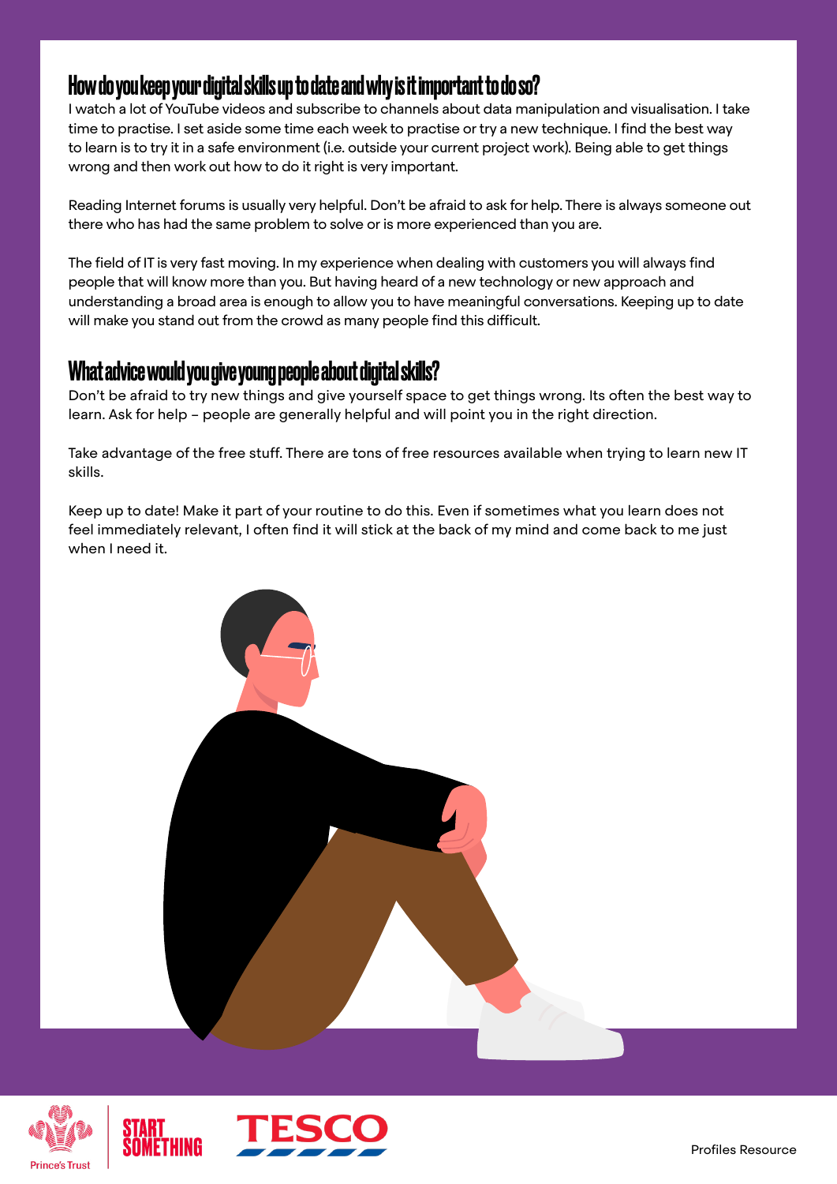## How do you keep your digital skills up to date and why is it important to do so?

I watch a lot of YouTube videos and subscribe to channels about data manipulation and visualisation. I take time to practise. I set aside some time each week to practise or try a new technique. I find the best way to learn is to try it in a safe environment (i.e. outside your current project work). Being able to get things wrong and then work out how to do it right is very important.

Reading Internet forums is usually very helpful. Don't be afraid to ask for help. There is always someone out there who has had the same problem to solve or is more experienced than you are.

The field of IT is very fast moving. In my experience when dealing with customers you will always find people that will know more than you. But having heard of a new technology or new approach and understanding a broad area is enough to allow you to have meaningful conversations. Keeping up to date will make you stand out from the crowd as many people find this difficult.

## What advice would you give young people about digital skills?

Don't be afraid to try new things and give yourself space to get things wrong. Its often the best way to learn. Ask for help – people are generally helpful and will point you in the right direction.

Take advantage of the free stuff. There are tons of free resources available when trying to learn new IT skills.

Keep up to date! Make it part of your routine to do this. Even if sometimes what you learn does not feel immediately relevant, I often find it will stick at the back of my mind and come back to me just when I need it.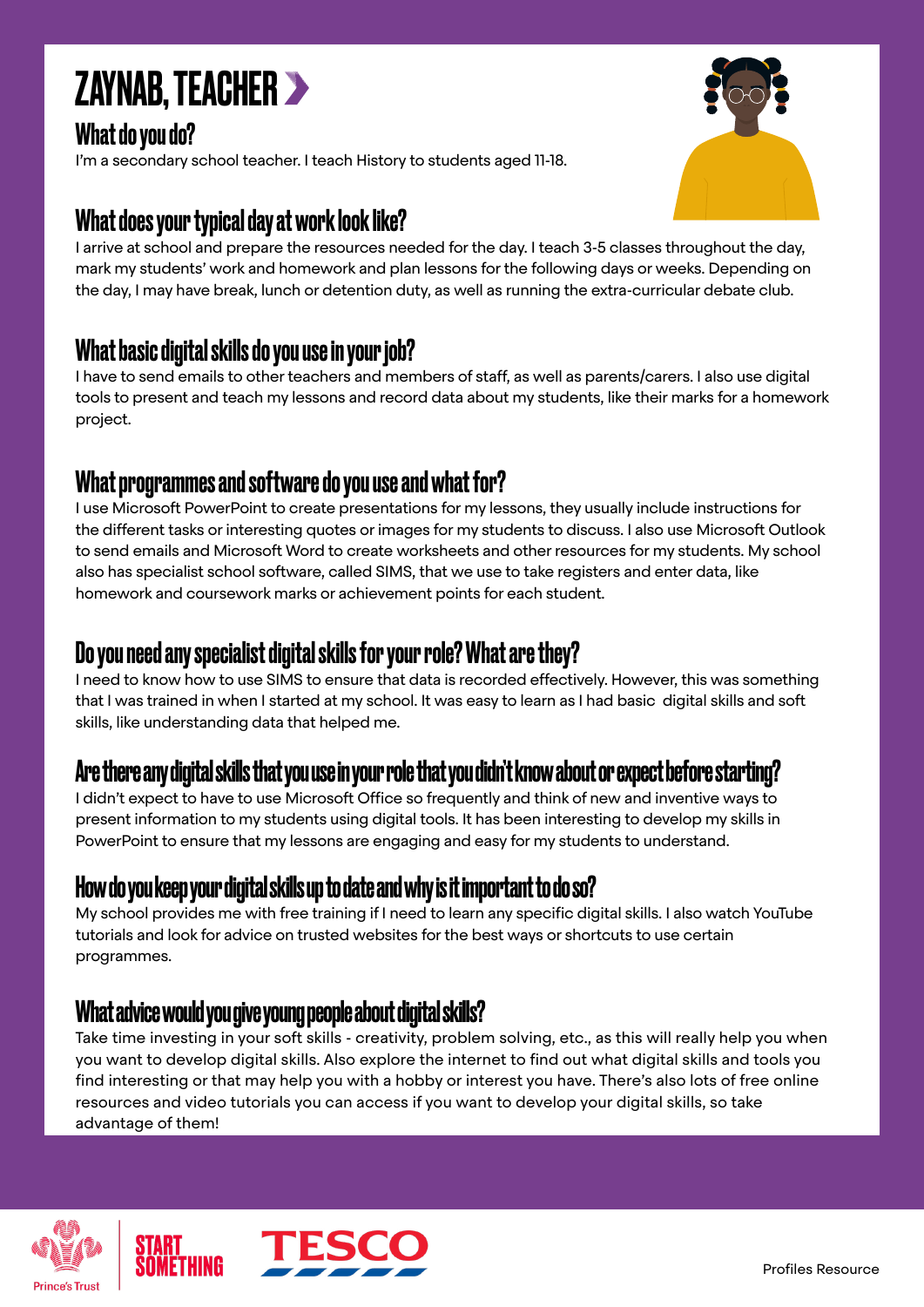# ZAYNAB, TEACHER

## What do you do?

I'm a secondary school teacher. I teach History to students aged 11-18.

## What does your typical day at work look like?

I arrive at school and prepare the resources needed for the day. I teach 3-5 classes throughout the day, mark my students' work and homework and plan lessons for the following days or weeks. Depending on the day, I may have break, lunch or detention duty, as well as running the extra-curricular debate club.

## What basic digital skills do you use in your job?

I have to send emails to other teachers and members of staff, as well as parents/carers. I also use digital tools to present and teach my lessons and record data about my students, like their marks for a homework project.

## What programmes and software do you use and what for?

I use Microsoft PowerPoint to create presentations for my lessons, they usually include instructions for the different tasks or interesting quotes or images for my students to discuss. I also use Microsoft Outlook to send emails and Microsoft Word to create worksheets and other resources for my students. My school also has specialist school software, called SIMS, that we use to take registers and enter data, like homework and coursework marks or achievement points for each student.

## Do you need any specialist digital skills for your role? What are they?

I need to know how to use SIMS to ensure that data is recorded effectively. However, this was something that I was trained in when I started at my school. It was easy to learn as I had basic digital skills and soft skills, like understanding data that helped me.

## Are there any digital skills that you use in your role that you didn't know about or expect before starting?

I didn't expect to have to use Microsoft Office so frequently and think of new and inventive ways to present information to my students using digital tools. It has been interesting to develop my skills in PowerPoint to ensure that my lessons are engaging and easy for my students to understand.

## How do you keep your digital skills up to date and why is it important to do so?

My school provides me with free training if I need to learn any specific digital skills. I also watch YouTube tutorials and look for advice on trusted websites for the best ways or shortcuts to use certain programmes.

## What advice would you give young people about digital skills?

Take time investing in your soft skills - creativity, problem solving, etc., as this will really help you when you want to develop digital skills. Also explore the internet to find out what digital skills and tools you find interesting or that may help you with a hobby or interest you have. There's also lots of free online resources and video tutorials you can access if you want to develop your digital skills, so take advantage of them!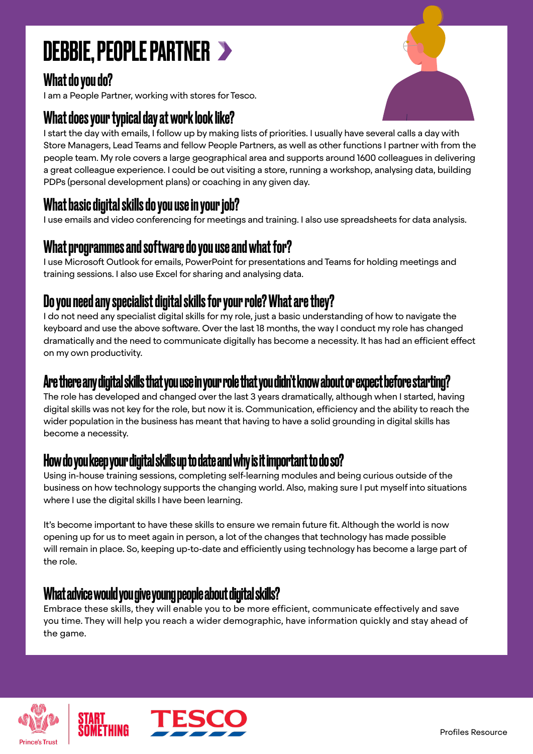# DEBBIE, PEOPLE PARTNER

## What do you do?

I am a People Partner, working with stores for Tesco.

## What does your typical day at work look like?

I start the day with emails, I follow up by making lists of priorities. I usually have several calls a day with Store Managers, Lead Teams and fellow People Partners, as well as other functions I partner with from the people team. My role covers a large geographical area and supports around 1600 colleagues in delivering a great colleague experience. I could be out visiting a store, running a workshop, analysing data, building PDPs (personal development plans) or coaching in any given day.

## What basic digital skills do you use in your job?

I use emails and video conferencing for meetings and training. I also use spreadsheets for data analysis.

## What programmes and software do you use and what for?

I use Microsoft Outlook for emails, PowerPoint for presentations and Teams for holding meetings and training sessions. I also use Excel for sharing and analysing data.

## Do you need any specialist digital skills for your role? What are they?

I do not need any specialist digital skills for my role, just a basic understanding of how to navigate the keyboard and use the above software. Over the last 18 months, the way I conduct my role has changed dramatically and the need to communicate digitally has become a necessity. It has had an efficient effect on my own productivity.

## Are there any digital skills that you use in your role that you didn't know about or expect before starting?

The role has developed and changed over the last 3 years dramatically, although when I started, having digital skills was not key for the role, but now it is. Communication, efficiency and the ability to reach the wider population in the business has meant that having to have a solid grounding in digital skills has become a necessity.

## How do you keep your digital skills up to date and why is it important to do so?

Using in-house training sessions, completing self-learning modules and being curious outside of the business on how technology supports the changing world. Also, making sure I put myself into situations where I use the digital skills I have been learning.

It's become important to have these skills to ensure we remain future fit. Although the world is now opening up for us to meet again in person, a lot of the changes that technology has made possible will remain in place. So, keeping up-to-date and efficiently using technology has become a large part of the role.

## What advice would you give young people about digital skills?

Embrace these skills, they will enable you to be more efficient, communicate effectively and save you time. They will help you reach a wider demographic, have information quickly and stay ahead of the game.

Prince's Trust | START SOMETHING | TESCO

Profiles Resource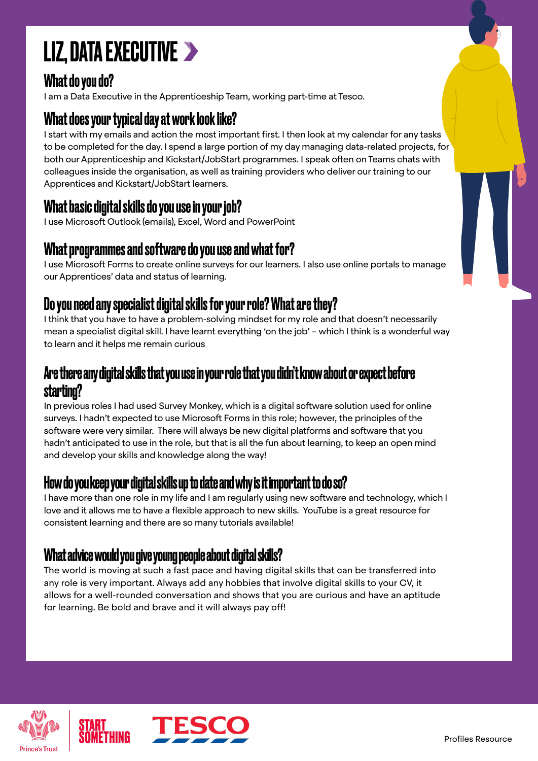# LIZ, DATA EXECUTIVE

## What do you do?

I am a Data Executive in the Apprenticeship Team, working part-time at Tesco.

## What does your typical day at work look like?

I start with my emails and action the most important first. I then look at my calendar for any tasks to be completed for the day. I spend a large portion of my day managing data-related projects, for both our Apprenticeship and Kickstart/JobStart programmes. I speak often on Teams chats with colleagues inside the organisation, as well as training providers who deliver our training to our Apprentices and Kickstart/JobStart learners.

## What basic digital skills do you use in your job?

I use Microsoft Outlook (emails), Excel, Word and PowerPoint

## What programmes and software do you use and what for?

I use Microsoft Forms to create online surveys for our learners. I also use online portals to manage our Apprentices' data and status of learning.

## Do you need any specialist digital skills for your role? What are they?

I think that you have to have a problem-solving mindset for my role and that doesn't necessarily mean a specialist digital skill. I have learnt everything 'on the job' – which I think is a wonderful way to learn and it helps me remain curious

## Are there any digital skills that you use in your role that you didn't know about or expect before starting?

In previous roles I had used Survey Monkey, which is a digital software solution used for online surveys. I hadn't expected to use Microsoft Forms in this role; however, the principles of the software were very similar. There will always be new digital platforms and software that you hadn't anticipated to use in the role, but that is all the fun about learning, to keep an open mind and develop your skills and knowledge along the way!

## How do you keep your digital skills up to date and why is it important to do so?

I have more than one role in my life and I am regularly using new software and technology, which I love and it allows me to have a flexible approach to new skills. YouTube is a great resource for consistent learning and there are so many tutorials available!

## What advice would you give young people about digital skills?

The world is moving at such a fast pace and having digital skills that can be transferred into any role is very important. Always add any hobbies that involve digital skills to your CV, it allows for a well-rounded conversation and shows that you are curious and have an aptitude for learning. Be bold and brave and it will always pay off!